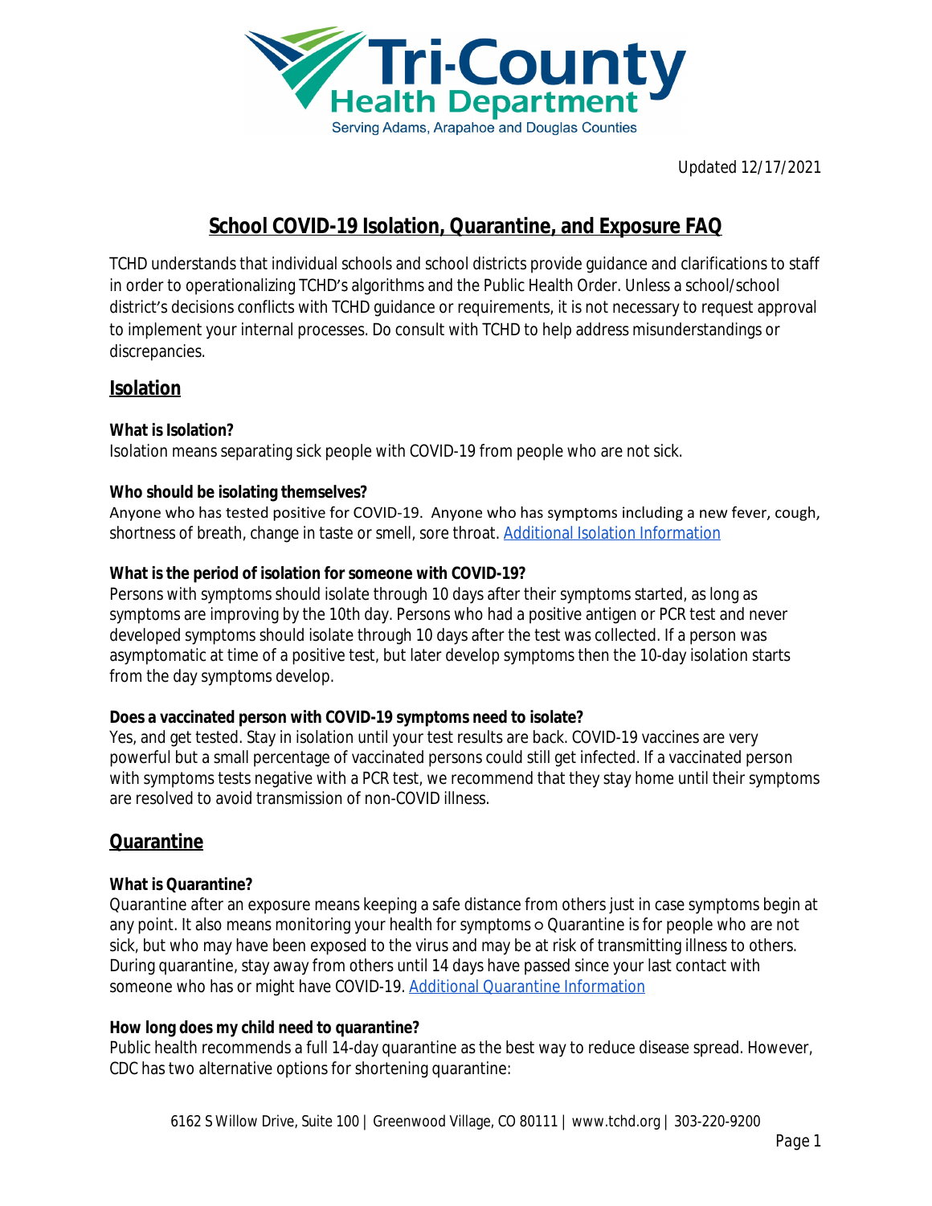Updated 12/17/2021

# School COVID-19 Isolation, Quarantine, and Exposure FAQ

TCHD understands that individual schools and school districts provide guidance and clarifications to staff in order to operationalizing TCHD's algorithms and the Public Health Order. Unless a school/school district's decisions conflicts with TCHD guidance or requirements, it is not necessary to request approval to implement your internal processes. Do consult with TCHD to help address misunderstandings or discrepancies.

## Isolation

**What is Isolation?**
Isolation means separating sick people with COVID-19 from people who are not sick.

**Who should be isolating themselves?**
Anyone who has tested positive for COVID-19. Anyone who has symptoms including a new fever, cough, shortness of breath, change in taste or smell, sore throat. [Additional Isolation Information]()

**What is the period of isolation for someone with COVID-19?**
Persons with symptoms should isolate through 10 days after their symptoms started, as long as symptoms are improving by the 10th day. Persons who had a positive antigen or PCR test and never developed symptoms should isolate through 10 days after the test was collected. If a person was asymptomatic at time of a positive test, but later develop symptoms then the 10-day isolation starts from the day symptoms develop.

**Does a vaccinated person with COVID-19 symptoms need to isolate?**
Yes, and get tested. Stay in isolation until your test results are back. COVID-19 vaccines are very powerful but a small percentage of vaccinated persons could still get infected. If a vaccinated person with symptoms tests negative with a PCR test, we recommend that they stay home until their symptoms are resolved to avoid transmission of non-COVID illness.

## Quarantine

**What is Quarantine?**
Quarantine after an exposure means keeping a safe distance from others just in case symptoms begin at any point. It also means monitoring your health for symptoms ○ Quarantine is for people who are not sick, but who may have been exposed to the virus and may be at risk of transmitting illness to others. During quarantine, stay away from others until 14 days have passed since your last contact with someone who has or might have COVID-19. [Additional Quarantine Information]()

**How long does my child need to quarantine?**
Public health recommends a full 14-day quarantine as the best way to reduce disease spread. However, CDC has two alternative options for shortening quarantine: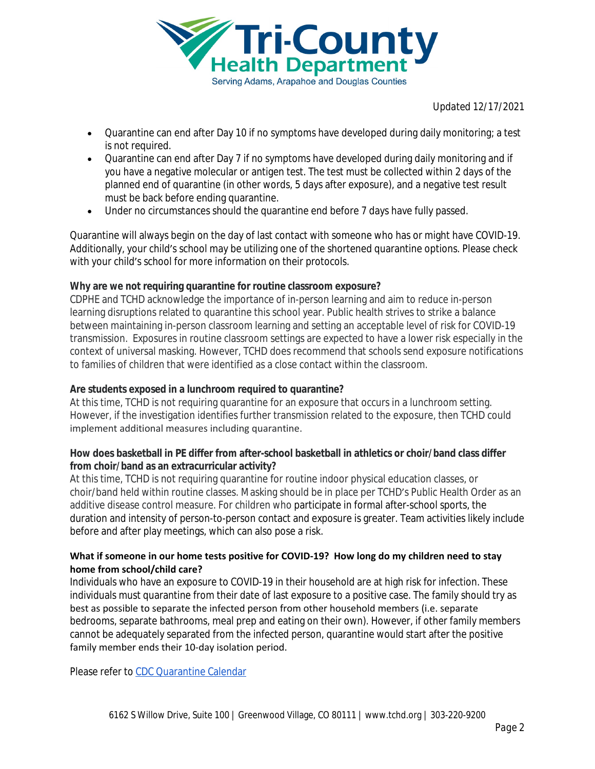Updated 12/17/2021

- Quarantine can end after Day 10 if no symptoms have developed during daily monitoring; a test is not required.
- Quarantine can end after Day 7 if no symptoms have developed during daily monitoring and if you have a negative molecular or antigen test. The test must be collected within 2 days of the planned end of quarantine (in other words, 5 days after exposure), and a negative test result must be back before ending quarantine.
- Under no circumstances should the quarantine end before 7 days have fully passed.

Quarantine will always begin on the day of last contact with someone who has or might have COVID-19. Additionally, your child's school may be utilizing one of the shortened quarantine options. Please check with your child's school for more information on their protocols.

**Why are we not requiring quarantine for routine classroom exposure?**

CDPHE and TCHD acknowledge the importance of in-person learning and aim to reduce in-person learning disruptions related to quarantine this school year. Public health strives to strike a balance between maintaining in-person classroom learning and setting an acceptable level of risk for COVID-19 transmission. Exposures in routine classroom settings are expected to have a lower risk especially in the context of universal masking. However, TCHD does recommend that schools send exposure notifications to families of children that were identified as a close contact within the classroom.

**Are students exposed in a lunchroom required to quarantine?**

At this time, TCHD is not requiring quarantine for an exposure that occurs in a lunchroom setting. However, if the investigation identifies further transmission related to the exposure, then TCHD could implement additional measures including quarantine.

**How does basketball in PE differ from after-school basketball in athletics or choir/band class differ from choir/band as an extracurricular activity?**

At this time, TCHD is not requiring quarantine for routine indoor physical education classes, or choir/band held within routine classes. Masking should be in place per TCHD's Public Health Order as an additive disease control measure. For children who participate in formal after-school sports, the duration and intensity of person-to-person contact and exposure is greater. Team activities likely include before and after play meetings, which can also pose a risk.

**What if someone in our home tests positive for COVID-19? How long do my children need to stay home from school/child care?**

Individuals who have an exposure to COVID-19 in their household are at high risk for infection. These individuals must quarantine from their date of last exposure to a positive case. The family should try as best as possible to separate the infected person from other household members (i.e. separate bedrooms, separate bathrooms, meal prep and eating on their own). However, if other family members cannot be adequately separated from the infected person, quarantine would start after the positive family member ends their 10-day isolation period.

Please refer to [CDC Quarantine Calendar]

6162 S Willow Drive, Suite 100 | Greenwood Village, CO 80111 | www.tchd.org | 303-220-9200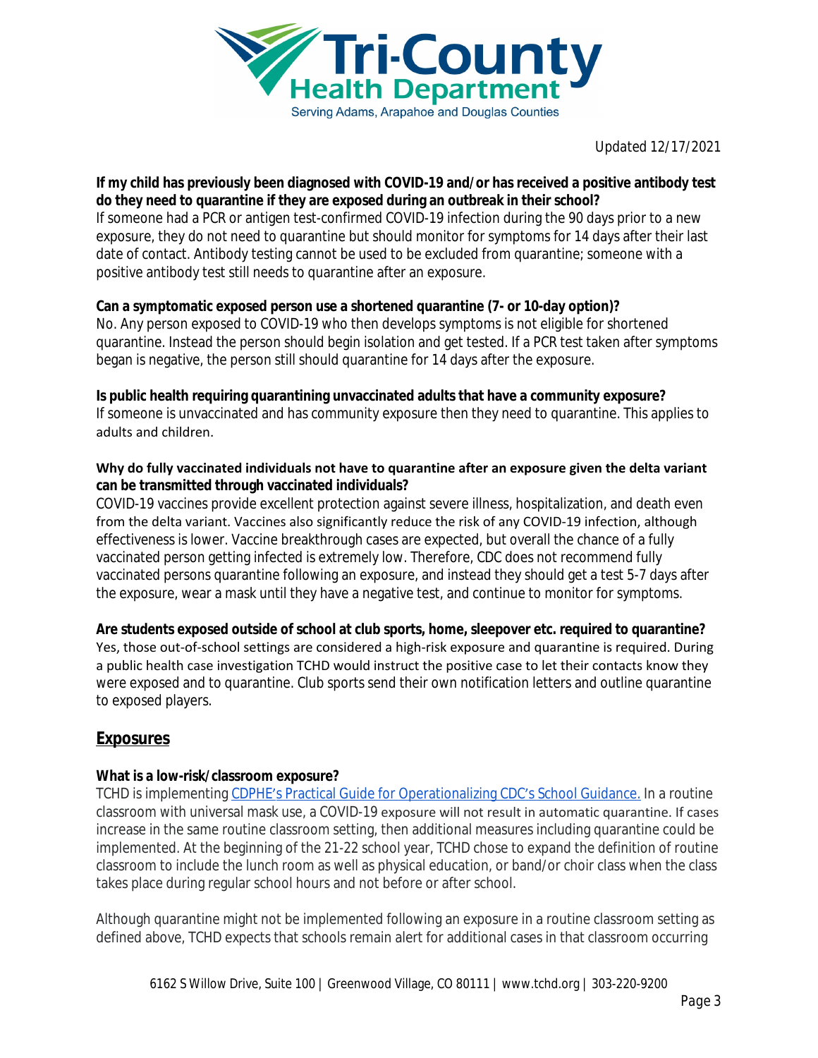Updated 12/17/2021

**If my child has previously been diagnosed with COVID-19 and/or has received a positive antibody test do they need to quarantine if they are exposed during an outbreak in their school?**
If someone had a PCR or antigen test-confirmed COVID-19 infection during the 90 days prior to a new exposure, they do not need to quarantine but should monitor for symptoms for 14 days after their last date of contact. Antibody testing cannot be used to be excluded from quarantine; someone with a positive antibody test still needs to quarantine after an exposure.

**Can a symptomatic exposed person use a shortened quarantine (7- or 10-day option)?**
No. Any person exposed to COVID-19 who then develops symptoms is not eligible for shortened quarantine. Instead the person should begin isolation and get tested. If a PCR test taken after symptoms began is negative, the person still should quarantine for 14 days after the exposure.

**Is public health requiring quarantining unvaccinated adults that have a community exposure?**
If someone is unvaccinated and has community exposure then they need to quarantine. This applies to adults and children.

**Why do fully vaccinated individuals not have to quarantine after an exposure given the delta variant can be transmitted through vaccinated individuals?**
COVID-19 vaccines provide excellent protection against severe illness, hospitalization, and death even from the delta variant. Vaccines also significantly reduce the risk of any COVID-19 infection, although effectiveness is lower. Vaccine breakthrough cases are expected, but overall the chance of a fully vaccinated person getting infected is extremely low. Therefore, CDC does not recommend fully vaccinated persons quarantine following an exposure, and instead they should get a test 5-7 days after the exposure, wear a mask until they have a negative test, and continue to monitor for symptoms.

**Are students exposed outside of school at club sports, home, sleepover etc. required to quarantine?**
Yes, those out-of-school settings are considered a high-risk exposure and quarantine is required. During a public health case investigation TCHD would instruct the positive case to let their contacts know they were exposed and to quarantine. Club sports send their own notification letters and outline quarantine to exposed players.

## Exposures

**What is a low-risk/classroom exposure?**
TCHD is implementing [CDPHE's Practical Guide for Operationalizing CDC's School Guidance.](#) In a routine classroom with universal mask use, a COVID-19 exposure will not result in automatic quarantine. If cases increase in the same routine classroom setting, then additional measures including quarantine could be implemented. At the beginning of the 21-22 school year, TCHD chose to expand the definition of routine classroom to include the lunch room as well as physical education, or band/or choir class when the class takes place during regular school hours and not before or after school.

Although quarantine might not be implemented following an exposure in a routine classroom setting as defined above, TCHD expects that schools remain alert for additional cases in that classroom occurring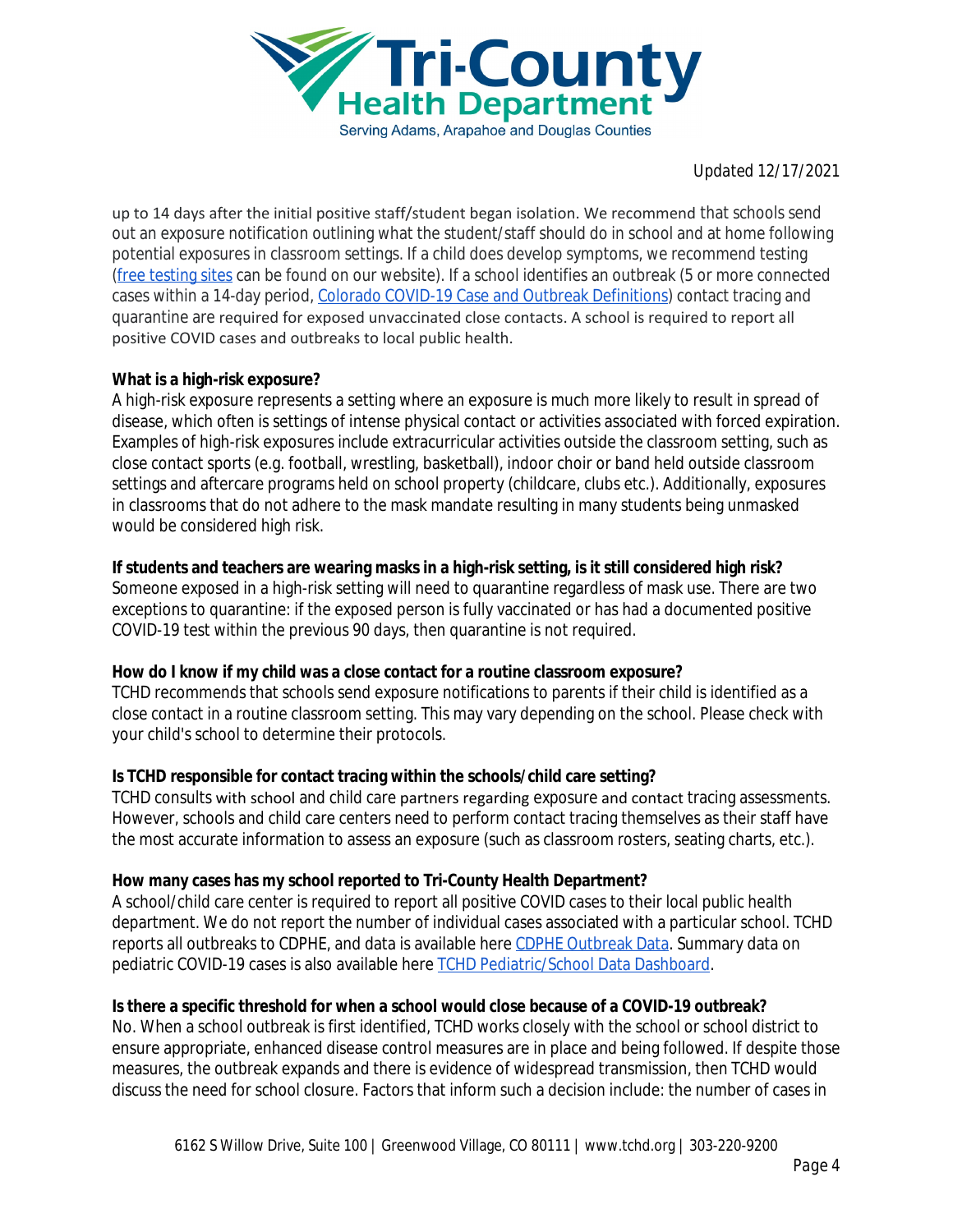up to 14 days after the initial positive staff/student began isolation. We recommend that schools send out an exposure notification outlining what the student/staff should do in school and at home following potential exposures in classroom settings. If a child does develop symptoms, we recommend testing (free testing sites can be found on our website). If a school identifies an outbreak (5 or more connected cases within a 14-day period, Colorado COVID-19 Case and Outbreak Definitions) contact tracing and quarantine are required for exposed unvaccinated close contacts. A school is required to report all positive COVID cases and outbreaks to local public health.

**What is a high-risk exposure?**

A high-risk exposure represents a setting where an exposure is much more likely to result in spread of disease, which often is settings of intense physical contact or activities associated with forced expiration. Examples of high-risk exposures include extracurricular activities outside the classroom setting, such as close contact sports (e.g. football, wrestling, basketball), indoor choir or band held outside classroom settings and aftercare programs held on school property (childcare, clubs etc.). Additionally, exposures in classrooms that do not adhere to the mask mandate resulting in many students being unmasked would be considered high risk.

**If students and teachers are wearing masks in a high-risk setting, is it still considered high risk?**

Someone exposed in a high-risk setting will need to quarantine regardless of mask use. There are two exceptions to quarantine: if the exposed person is fully vaccinated or has had a documented positive COVID-19 test within the previous 90 days, then quarantine is not required.

**How do I know if my child was a close contact for a routine classroom exposure?**

TCHD recommends that schools send exposure notifications to parents if their child is identified as a close contact in a routine classroom setting. This may vary depending on the school. Please check with your child's school to determine their protocols.

**Is TCHD responsible for contact tracing within the schools/child care setting?**

TCHD consults with school and child care partners regarding exposure and contact tracing assessments. However, schools and child care centers need to perform contact tracing themselves as their staff have the most accurate information to assess an exposure (such as classroom rosters, seating charts, etc.).

**How many cases has my school reported to Tri-County Health Department?**

A school/child care center is required to report all positive COVID cases to their local public health department. We do not report the number of individual cases associated with a particular school. TCHD reports all outbreaks to CDPHE, and data is available here CDPHE Outbreak Data. Summary data on pediatric COVID-19 cases is also available here TCHD Pediatric/School Data Dashboard.

**Is there a specific threshold for when a school would close because of a COVID-19 outbreak?**

No. When a school outbreak is first identified, TCHD works closely with the school or school district to ensure appropriate, enhanced disease control measures are in place and being followed. If despite those measures, the outbreak expands and there is evidence of widespread transmission, then TCHD would discuss the need for school closure. Factors that inform such a decision include: the number of cases in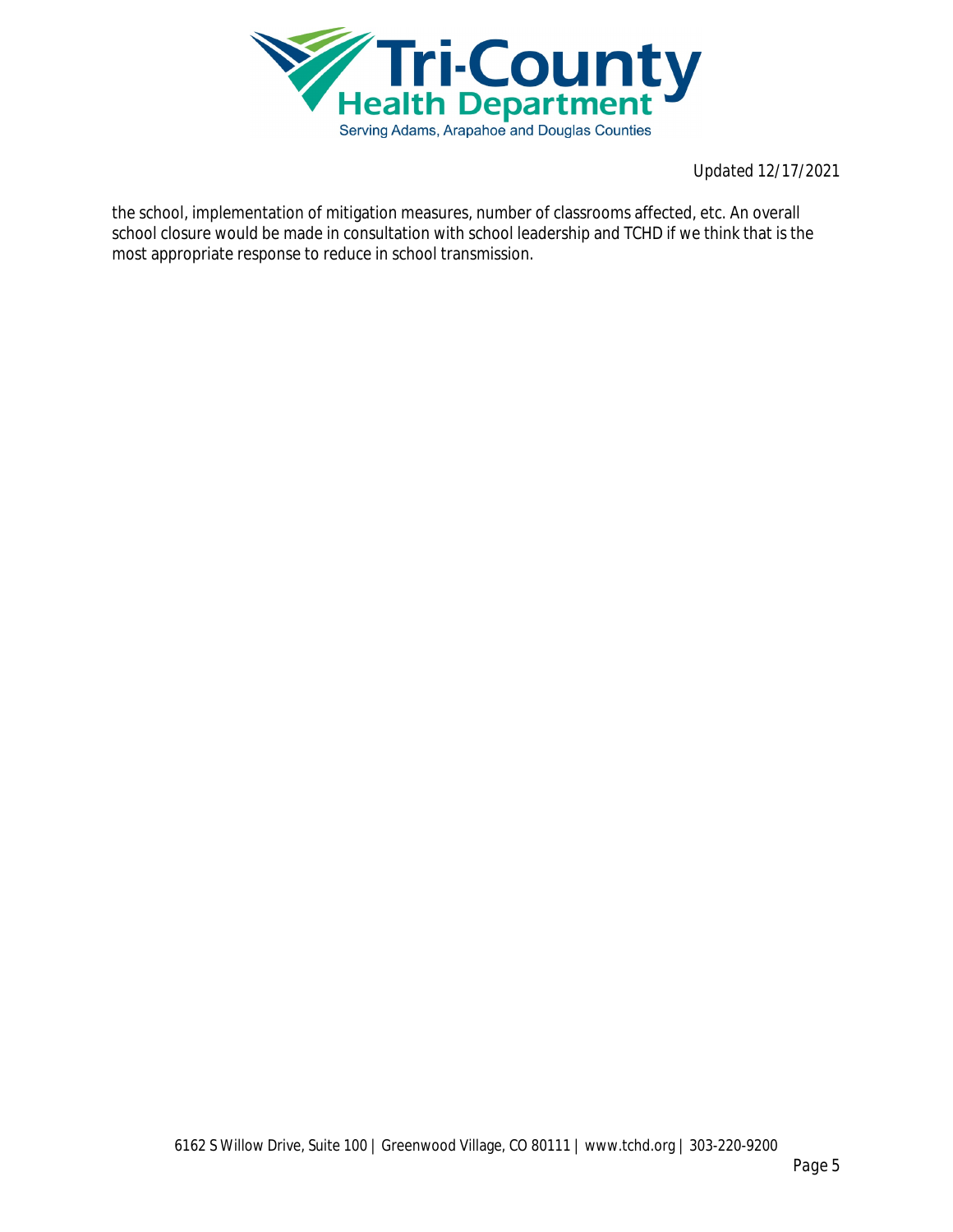the school, implementation of mitigation measures, number of classrooms affected, etc. An overall school closure would be made in consultation with school leadership and TCHD if we think that is the most appropriate response to reduce in school transmission.